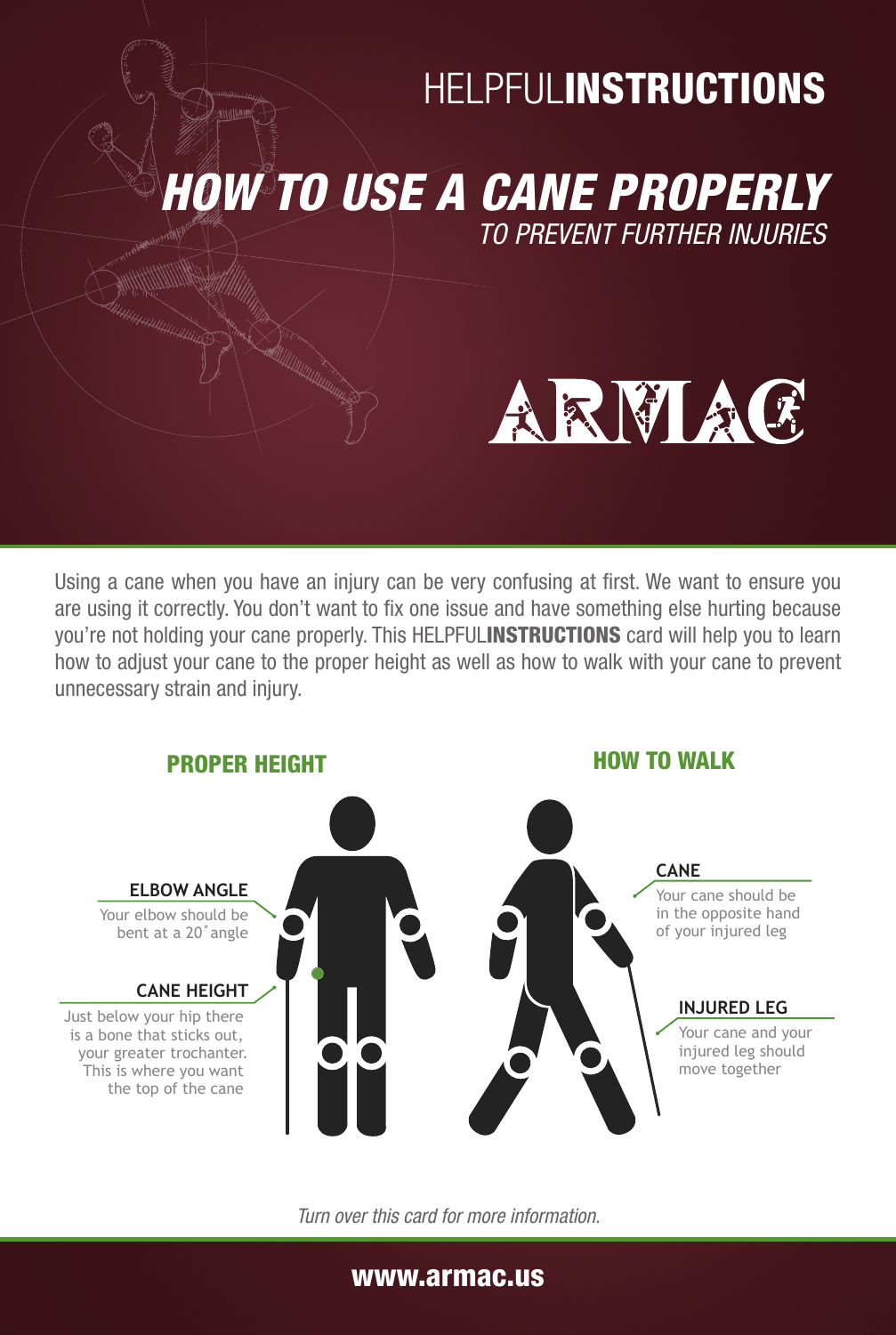# HELPFUL**INSTRUCTIONS**

## *HOW TO USE A CANE PROPERLY*

*TO PREVENT FURTHER INJURIES*

ARMAC

Using a cane when you have an injury can be very confusing at first. We want to ensure you are using it correctly. You don't want to fix one issue and have something else hurting because you're not holding your cane properly. This HELPFUL**INSTRUCTIONS** card will help you to learn how to adjust your cane to the proper height as well as how to walk with your cane to prevent unnecessary strain and injury.

## PROPER HEIGHT

### ELBOW ANGLE

Your elbow should be bent at a 20˚ angle

### CANE HEIGHT

Just below your hip there is a bone that sticks out, your greater trochanter. This is where you want the top of the cane

## HOW TO WALK

### CANE

Your cane should be in the opposite hand of your injured leg

### INJURED LEG

Your cane and your injured leg should move together

*Turn over this card for more information.*

**www.armac.us**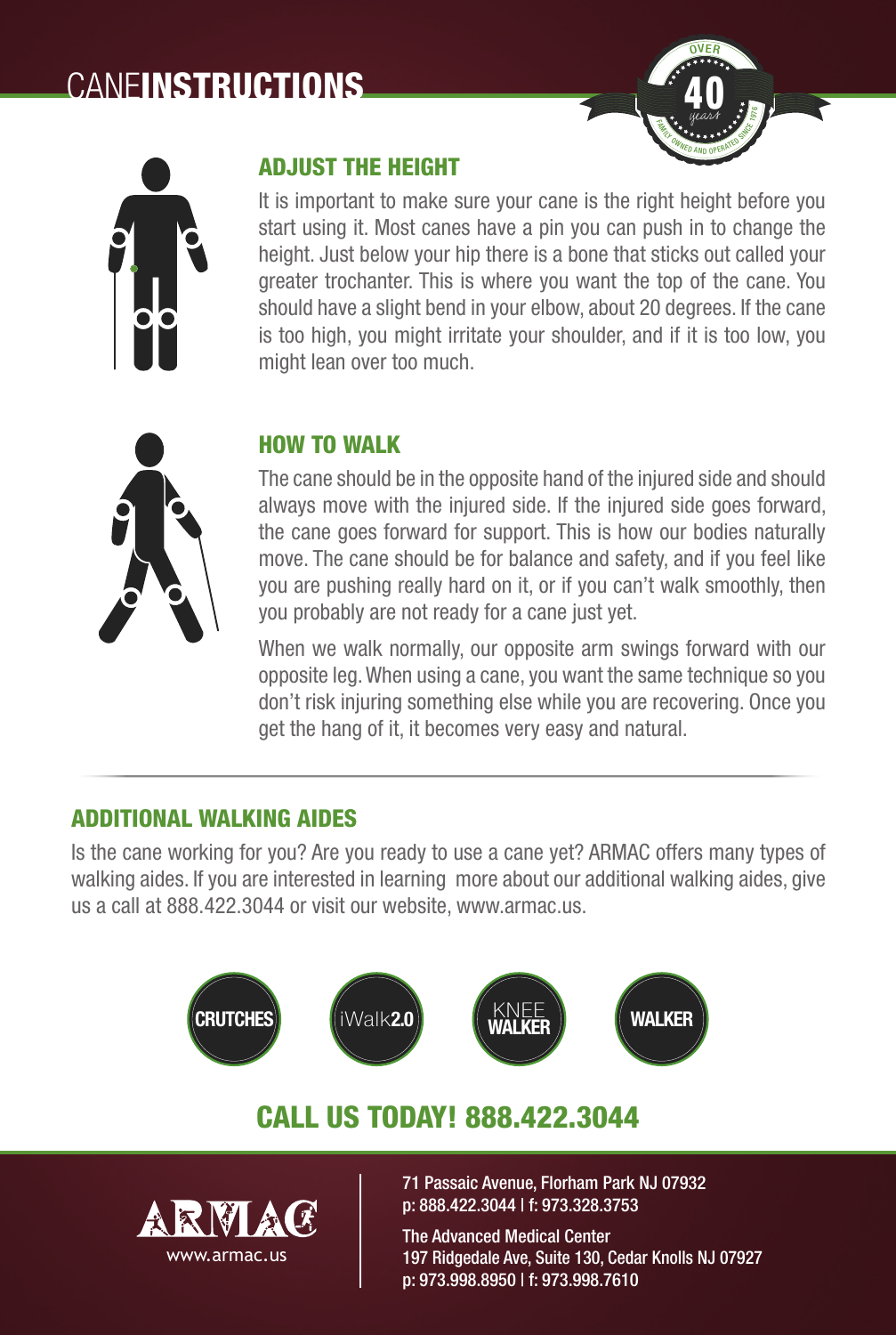# CANE INSTRUCTIONS

OVER 40 years — FAMILY OWNED AND OPERATED SINCE 1976

## ADJUST THE HEIGHT

It is important to make sure your cane is the right height before you start using it. Most canes have a pin you can push in to change the height. Just below your hip there is a bone that sticks out called your greater trochanter. This is where you want the top of the cane. You should have a slight bend in your elbow, about 20 degrees. If the cane is too high, you might irritate your shoulder, and if it is too low, you might lean over too much.

## HOW TO WALK

The cane should be in the opposite hand of the injured side and should always move with the injured side. If the injured side goes forward, the cane goes forward for support. This is how our bodies naturally move. The cane should be for balance and safety, and if you feel like you are pushing really hard on it, or if you can't walk smoothly, then you probably are not ready for a cane just yet.

When we walk normally, our opposite arm swings forward with our opposite leg. When using a cane, you want the same technique so you don't risk injuring something else while you are recovering. Once you get the hang of it, it becomes very easy and natural.

## ADDITIONAL WALKING AIDES

Is the cane working for you? Are you ready to use a cane yet? ARMAC offers many types of walking aides. If you are interested in learning more about our additional walking aides, give us a call at 888.422.3044 or visit our website, www.armac.us.

CRUTCHES

iWalk2.0

KNEE WALKER

WALKER

## CALL US TODAY! 888.422.3044

ARMAC
www.armac.us

71 Passaic Avenue, Florham Park NJ 07932
p: 888.422.3044 | f: 973.328.3753

The Advanced Medical Center
197 Ridgedale Ave, Suite 130, Cedar Knolls NJ 07927
p: 973.998.8950 | f: 973.998.7610